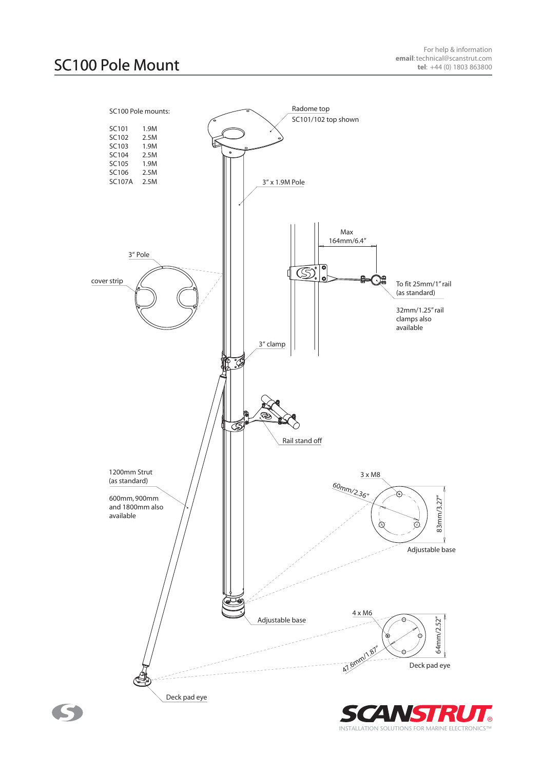# SC100 Pole Mount

For help & information
**email**: technical@scanstrut.com
**tel**: +44 (0) 1803 863800

SC100 Pole mounts:

| | |
|---|---|
| SC101 | 1.9M |
| SC102 | 2.5M |
| SC103 | 1.9M |
| SC104 | 2.5M |
| SC105 | 1.9M |
| SC106 | 2.5M |
| SC107A | 2.5M |

Radome top
SC101/102 top shown

3" x 1.9M Pole

3" Pole

cover strip

Max
164mm/6.4"

To fit 25mm/1" rail
(as standard)

32mm/1.25" rail
clamps also
available

3" clamp

Rail stand off

1200mm Strut
(as standard)

600mm, 900mm
and 1800mm also
available

3 x M8

60mm/2.36"

83mm/3.27"

Adjustable base

Adjustable base

4 x M6

64mm/2.52"

47.6mm/1.87"

Deck pad eye

Deck pad eye

SCANSTRUT®
INSTALLATION SOLUTIONS FOR MARINE ELECTRONICS™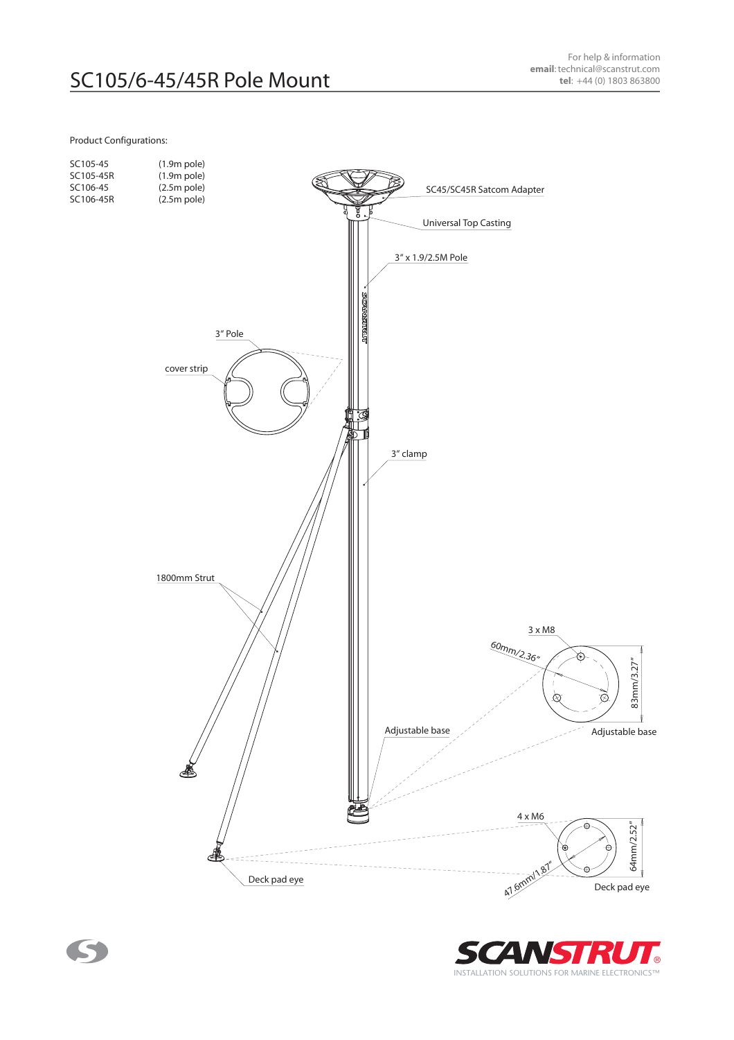# SC105/6-45/45R Pole Mount

For help & information
**email**: technical@scanstrut.com
**tel**: +44 (0) 1803 863800

Product Configurations:

| | |
|---|---|
| SC105-45 | (1.9m pole) |
| SC105-45R | (1.9m pole) |
| SC106-45 | (2.5m pole) |
| SC106-45R | (2.5m pole) |

SC45/SC45R Satcom Adapter

Universal Top Casting

3" x 1.9/2.5M Pole

3" Pole

cover strip

3" clamp

1800mm Strut

3 x M8

60mm/2.36"

83mm/3.27"

Adjustable base

Adjustable base

4 x M6

47.6mm/1.87"

64mm/2.52"

Deck pad eye

Deck pad eye

SCANSTRUT®
INSTALLATION SOLUTIONS FOR MARINE ELECTRONICS™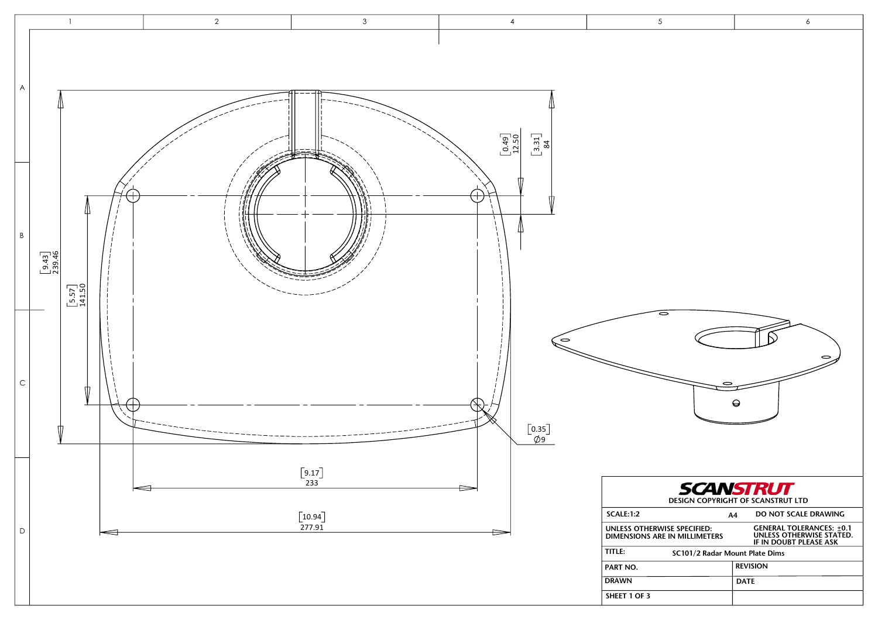[9.43]
239.46

[5.57]
141.50

[0.49]
12.50

[3.31]
84

[0.35]
Ø9

[9.17]
233

[10.94]
277.91

**SCANSTRUT**

**DESIGN COPYRIGHT OF SCANSTRUT LTD**

| | | |
|---|---|---|
| SCALE:1:2 | A4 | DO NOT SCALE DRAWING |
| UNLESS OTHERWISE SPECIFIED: DIMENSIONS ARE IN MILLIMETERS | | GENERAL TOLERANCES: ±0.1 UNLESS OTHERWISE STATED. IF IN DOUBT PLEASE ASK |
| TITLE: | SC101/2 Radar Mount Plate Dims | |
| PART NO. | | REVISION |
| DRAWN | | DATE |
| SHEET 1 OF 3 | | |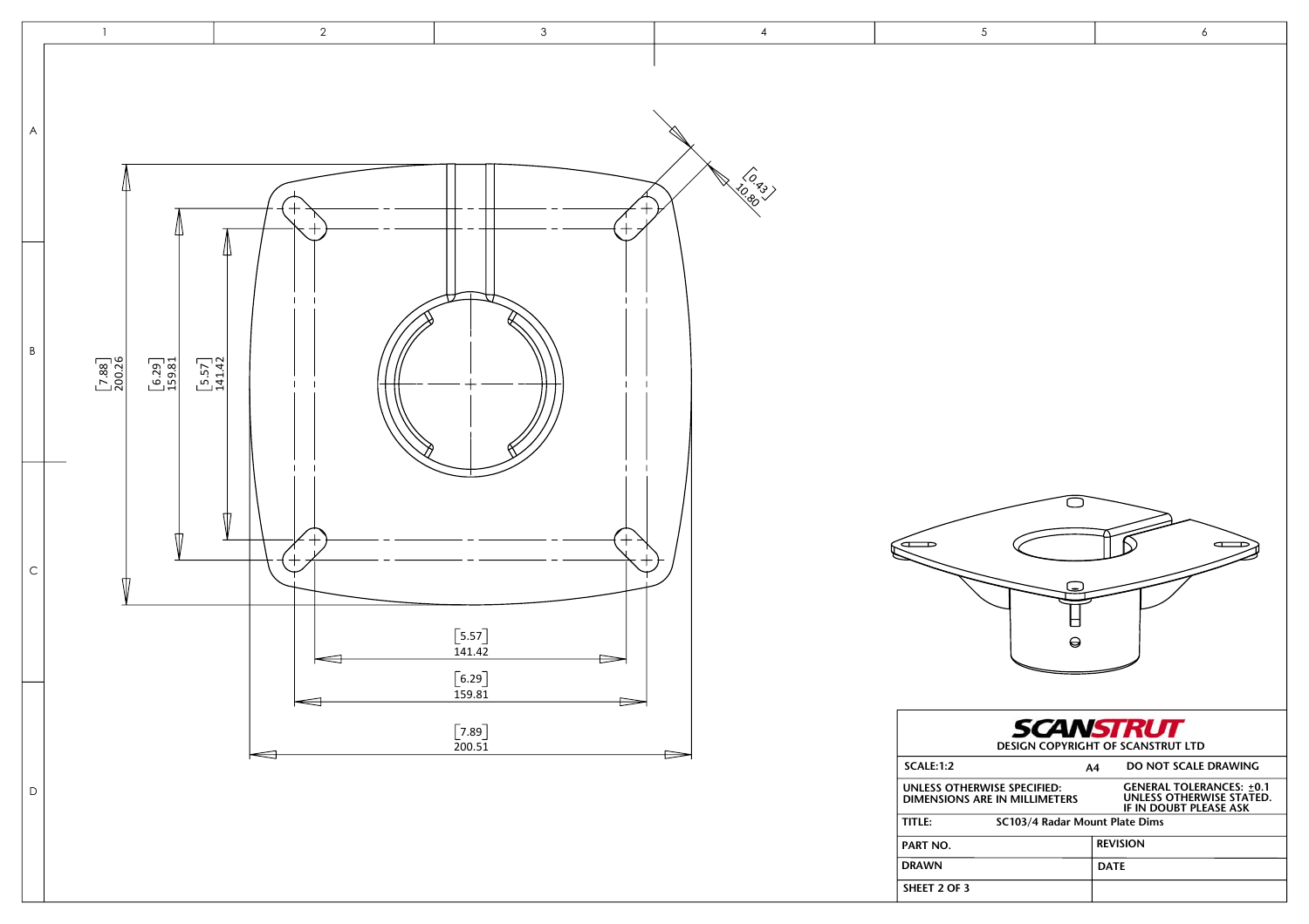[0.43]
10.80

[7.88]
200.26

[6.29]
159.81

[5.57]
141.42

[5.57]
141.42

[6.29]
159.81

[7.89]
200.51

**SCANSTRUT**

**DESIGN COPYRIGHT OF SCANSTRUT LTD**

| | | |
|---|---|---|
| **SCALE:1:2** | **A4** | **DO NOT SCALE DRAWING** |
| **UNLESS OTHERWISE SPECIFIED: DIMENSIONS ARE IN MILLIMETERS** | | **GENERAL TOLERANCES: ±0.1 UNLESS OTHERWISE STATED. IF IN DOUBT PLEASE ASK** |
| **TITLE:** | **SC103/4 Radar Mount Plate Dims** | |
| **PART NO.** | | **REVISION** |
| **DRAWN** | | **DATE** |
| **SHEET 2 OF 3** | | |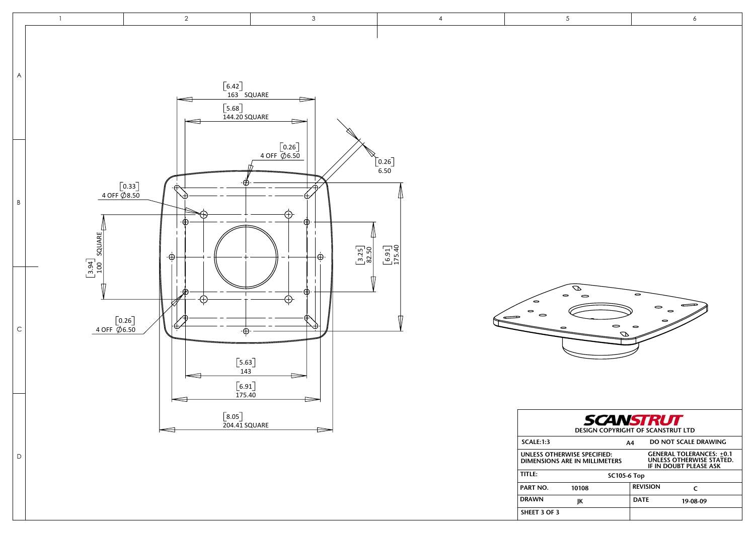[6.42]
163 SQUARE

[5.68]
144.20 SQUARE

[0.26]
4 OFF Ø6.50

[0.26]
6.50

[0.33]
4 OFF Ø8.50

[3.94]
100 SQUARE

[0.26]
4 OFF Ø6.50

[3.25]
82.50

[6.91]
175.40

[5.63]
143

[6.91]
175.40

[8.05]
204.41 SQUARE

**SCANSTRUT**
DESIGN COPYRIGHT OF SCANSTRUT LTD

| | | | |
|---|---|---|---|
| SCALE:1:3 | A4 | DO NOT SCALE DRAWING | |
| UNLESS OTHERWISE SPECIFIED: DIMENSIONS ARE IN MILLIMETERS | | GENERAL TOLERANCES: ±0.1 UNLESS OTHERWISE STATED. IF IN DOUBT PLEASE ASK | |
| TITLE: | SC105-6 Top | | |
| PART NO. | 10108 | REVISION | C |
| DRAWN | JK | DATE | 19-08-09 |
| SHEET 3 OF 3 | | | |